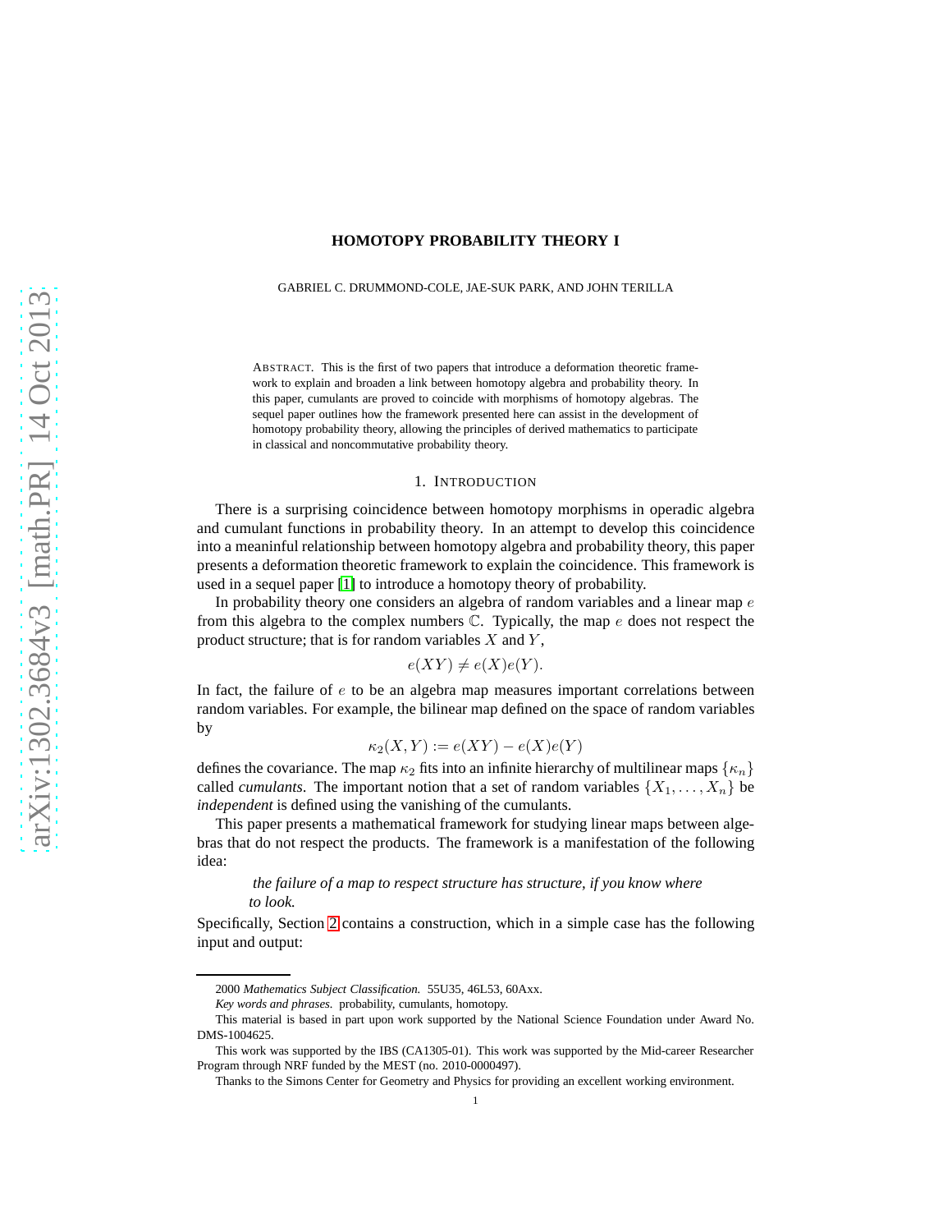# HOMOTOPY PROBABILITY THEORY I

GABRIEL C. DRUMMOND-COLE, JAE-SUK PARK, AND JOHN TERILLA

ABSTRACT. This is the first of two papers that introduce a deformation theoretic framework to explain and broaden a link between homotopy algebra and probability theory. In this paper, cumulants are proved to coincide with morphisms of homotopy algebras. The sequel paper outlines how the framework presented here can assist in the development of homotopy probability theory, allowing the principles of derived mathematics to participate in classical and noncommutative probability theory.

## 1. INTRODUCTION

There is a surprising coincidence between homotopy morphisms in operadic algebra and cumulant functions in probability theory. In an attempt to develop this coincidence into a meaninful relationship between homotopy algebra and probability theory, this paper presents a deformation theoretic framework to explain the coincidence. This framework is used in a sequel paper [1] to introduce a homotopy theory of probability.

In probability theory one considers an algebra of random variables and a linear map $e$ from this algebra to the complex numbers $\mathbb{C}$. Typically, the map $e$ does not respect the product structure; that is for random variables $X$ and $Y$,

$$e(XY) \neq e(X)e(Y).$$

In fact, the failure of $e$ to be an algebra map measures important correlations between random variables. For example, the bilinear map defined on the space of random variables by

$$\kappa_2(X,Y) := e(XY) - e(X)e(Y)$$

defines the covariance. The map $\kappa_2$ fits into an infinite hierarchy of multilinear maps $\{\kappa_n\}$ called *cumulants*. The important notion that a set of random variables $\{X_1, \ldots, X_n\}$ be *independent* is defined using the vanishing of the cumulants.

This paper presents a mathematical framework for studying linear maps between algebras that do not respect the products. The framework is a manifestation of the following idea:

> *the failure of a map to respect structure has structure, if you know where to look.*

Specifically, Section 2 contains a construction, which in a simple case has the following input and output:

---

2000 *Mathematics Subject Classification.* 55U35, 46L53, 60Axx.

*Key words and phrases.* probability, cumulants, homotopy.

This material is based in part upon work supported by the National Science Foundation under Award No. DMS-1004625.

This work was supported by the IBS (CA1305-01). This work was supported by the Mid-career Researcher Program through NRF funded by the MEST (no. 2010-0000497).

Thanks to the Simons Center for Geometry and Physics for providing an excellent working environment.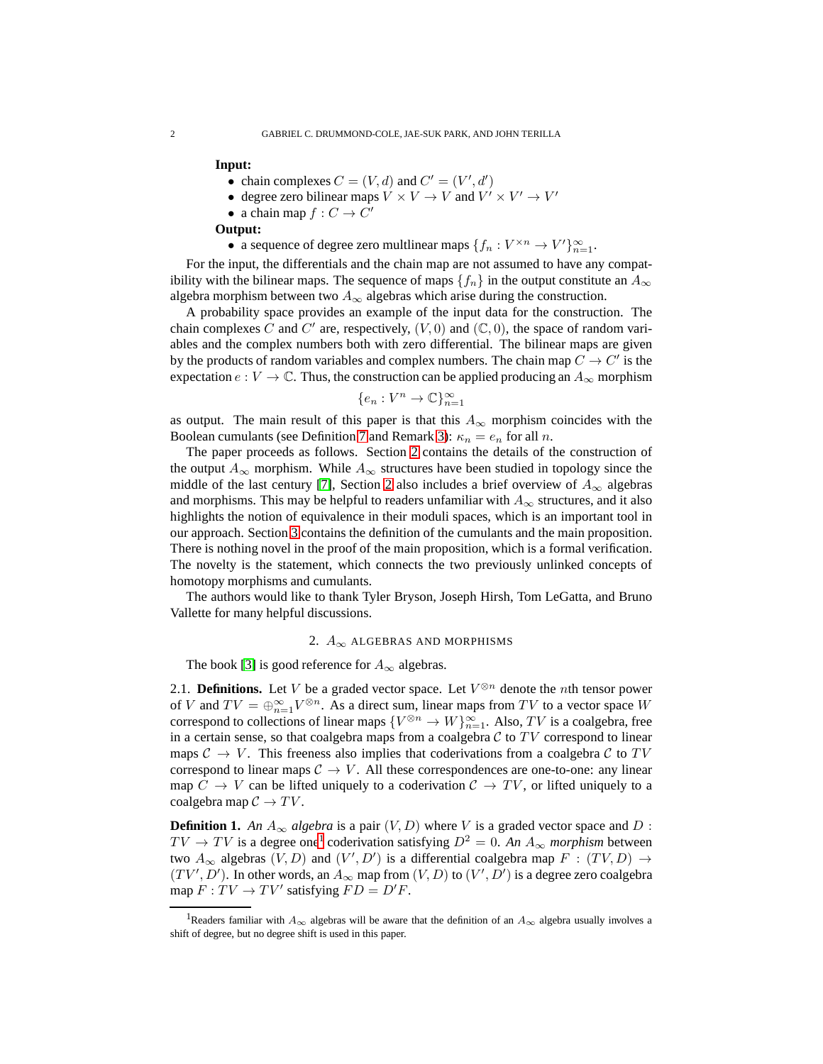**Input:**

- chain complexes $C = (V, d)$ and $C' = (V', d')$
- degree zero bilinear maps $V \times V \to V$ and $V' \times V' \to V'$
- a chain map $f : C \to C'$

**Output:**

- a sequence of degree zero multlinear maps $\{f_n : V^{\times n} \to V'\}_{n=1}^{\infty}$.

For the input, the differentials and the chain map are not assumed to have any compatibility with the bilinear maps. The sequence of maps $\{f_n\}$ in the output constitute an $A_\infty$ algebra morphism between two $A_\infty$ algebras which arise during the construction.

A probability space provides an example of the input data for the construction. The chain complexes $C$ and $C'$ are, respectively, $(V, 0)$ and $(\mathbb{C}, 0)$, the space of random variables and the complex numbers both with zero differential. The bilinear maps are given by the products of random variables and complex numbers. The chain map $C \to C'$ is the expectation $e : V \to \mathbb{C}$. Thus, the construction can be applied producing an $A_\infty$ morphism

$$\{e_n : V^n \to \mathbb{C}\}_{n=1}^{\infty}$$

as output. The main result of this paper is that this $A_\infty$ morphism coincides with the Boolean cumulants (see Definition 7 and Remark 3): $\kappa_n = e_n$ for all $n$.

The paper proceeds as follows. Section 2 contains the details of the construction of the output $A_\infty$ morphism. While $A_\infty$ structures have been studied in topology since the middle of the last century [7], Section 2 also includes a brief overview of $A_\infty$ algebras and morphisms. This may be helpful to readers unfamiliar with $A_\infty$ structures, and it also highlights the notion of equivalence in their moduli spaces, which is an important tool in our approach. Section 3 contains the definition of the cumulants and the main proposition. There is nothing novel in the proof of the main proposition, which is a formal verification. The novelty is the statement, which connects the two previously unlinked concepts of homotopy morphisms and cumulants.

The authors would like to thank Tyler Bryson, Joseph Hirsh, Tom LeGatta, and Bruno Vallette for many helpful discussions.

## 2. $A_\infty$ ALGEBRAS AND MORPHISMS

The book [3] is good reference for $A_\infty$ algebras.

**2.1. Definitions.** Let $V$ be a graded vector space. Let $V^{\otimes n}$ denote the $n$th tensor power of $V$ and $TV = \oplus_{n=1}^{\infty} V^{\otimes n}$. As a direct sum, linear maps from $TV$ to a vector space $W$ correspond to collections of linear maps $\{V^{\otimes n} \to W\}_{n=1}^{\infty}$. Also, $TV$ is a coalgebra, free in a certain sense, so that coalgebra maps from a coalgebra $\mathcal{C}$ to $TV$ correspond to linear maps $\mathcal{C} \to V$. This freeness also implies that coderivations from a coalgebra $\mathcal{C}$ to $TV$ correspond to linear maps $\mathcal{C} \to V$. All these correspondences are one-to-one: any linear map $C \to V$ can be lifted uniquely to a coderivation $\mathcal{C} \to TV$, or lifted uniquely to a coalgebra map $\mathcal{C} \to TV$.

**Definition 1.** *An $A_\infty$ algebra* is a pair $(V, D)$ where $V$ is a graded vector space and $D : TV \to TV$ is a degree one[1] coderivation satisfying $D^2 = 0$. *An $A_\infty$ morphism* between two $A_\infty$ algebras $(V, D)$ and $(V', D')$ is a differential coalgebra map $F : (TV, D) \to (TV', D')$. In other words, an $A_\infty$ map from $(V, D)$ to $(V', D')$ is a degree zero coalgebra map $F : TV \to TV'$ satisfying $FD = D'F$.

[1]Readers familiar with $A_\infty$ algebras will be aware that the definition of an $A_\infty$ algebra usually involves a shift of degree, but no degree shift is used in this paper.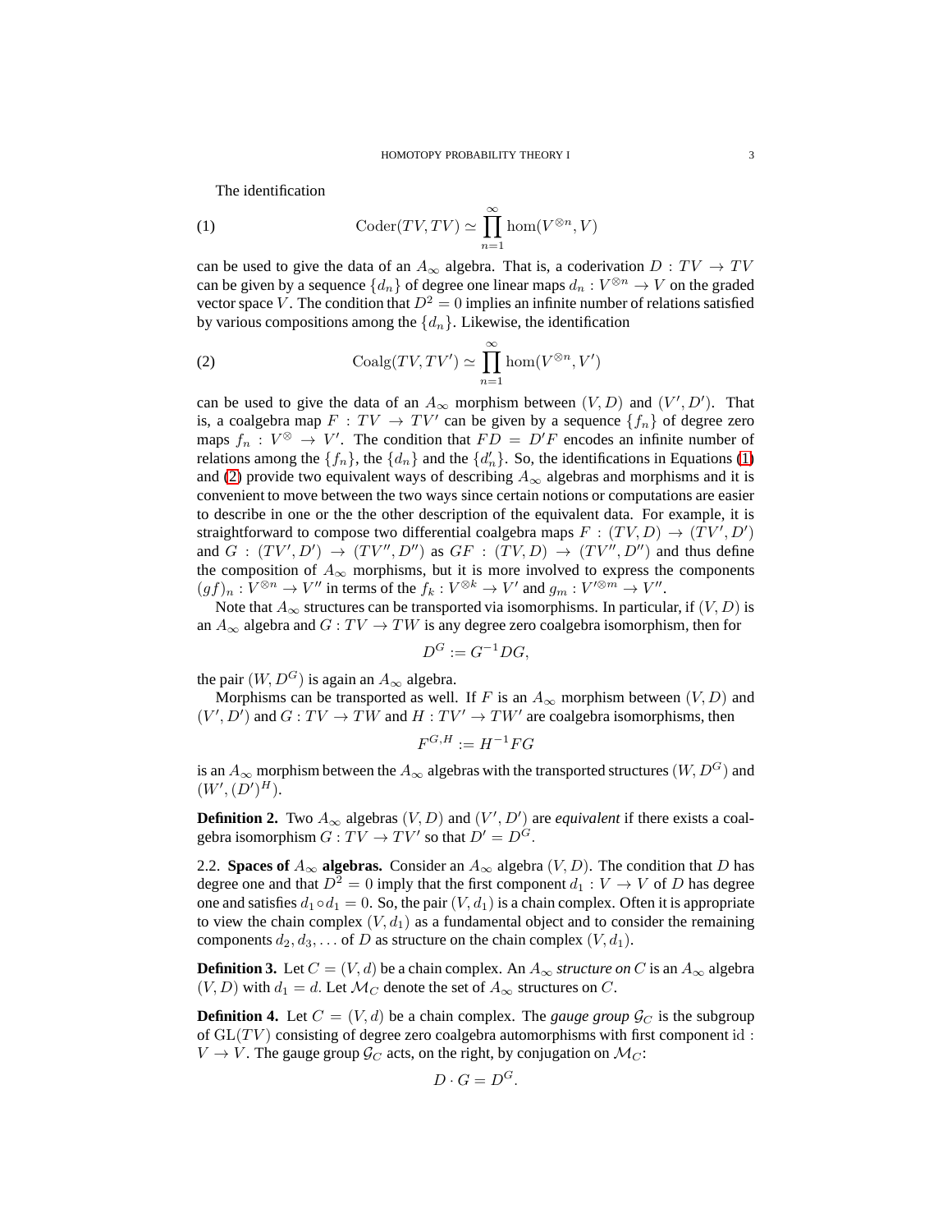The identification

$$\mathrm{Coder}(TV, TV) \simeq \prod_{n=1}^{\infty} \hom(V^{\otimes n}, V) \tag{1}$$

can be used to give the data of an $A_\infty$ algebra. That is, a coderivation $D : TV \to TV$ can be given by a sequence $\{d_n\}$ of degree one linear maps $d_n : V^{\otimes n} \to V$ on the graded vector space $V$. The condition that $D^2 = 0$ implies an infinite number of relations satisfied by various compositions among the $\{d_n\}$. Likewise, the identification

$$\mathrm{Coalg}(TV, TV') \simeq \prod_{n=1}^{\infty} \hom(V^{\otimes n}, V') \tag{2}$$

can be used to give the data of an $A_\infty$ morphism between $(V, D)$ and $(V', D')$. That is, a coalgebra map $F : TV \to TV'$ can be given by a sequence $\{f_n\}$ of degree zero maps $f_n : V^{\otimes} \to V'$. The condition that $FD = D'F$ encodes an infinite number of relations among the $\{f_n\}$, the $\{d_n\}$ and the $\{d'_n\}$. So, the identifications in Equations (1) and (2) provide two equivalent ways of describing $A_\infty$ algebras and morphisms and it is convenient to move between the two ways since certain notions or computations are easier to describe in one or the the other description of the equivalent data. For example, it is straightforward to compose two differential coalgebra maps $F : (TV, D) \to (TV', D')$ and $G : (TV', D') \to (TV'', D'')$ as $GF : (TV, D) \to (TV'', D'')$ and thus define the composition of $A_\infty$ morphisms, but it is more involved to express the components $(gf)_n : V^{\otimes n} \to V''$ in terms of the $f_k : V^{\otimes k} \to V'$ and $g_m : V'^{\otimes m} \to V''$.

Note that $A_\infty$ structures can be transported via isomorphisms. In particular, if $(V, D)$ is an $A_\infty$ algebra and $G : TV \to TW$ is any degree zero coalgebra isomorphism, then for

$$D^G := G^{-1} D G,$$

the pair $(W, D^G)$ is again an $A_\infty$ algebra.

Morphisms can be transported as well. If $F$ is an $A_\infty$ morphism between $(V, D)$ and $(V', D')$ and $G : TV \to TW$ and $H : TV' \to TW'$ are coalgebra isomorphisms, then

$$F^{G,H} := H^{-1} F G$$

is an $A_\infty$ morphism between the $A_\infty$ algebras with the transported structures $(W, D^G)$ and $(W', (D')^H)$.

**Definition 2.** Two $A_\infty$ algebras $(V, D)$ and $(V', D')$ are *equivalent* if there exists a coalgebra isomorphism $G : TV \to TV'$ so that $D' = D^G$.

2.2. **Spaces of $A_\infty$ algebras.** Consider an $A_\infty$ algebra $(V, D)$. The condition that $D$ has degree one and that $D^2 = 0$ imply that the first component $d_1 : V \to V$ of $D$ has degree one and satisfies $d_1 \circ d_1 = 0$. So, the pair $(V, d_1)$ is a chain complex. Often it is appropriate to view the chain complex $(V, d_1)$ as a fundamental object and to consider the remaining components $d_2, d_3, \ldots$ of $D$ as structure on the chain complex $(V, d_1)$.

**Definition 3.** Let $C = (V, d)$ be a chain complex. An $A_\infty$ *structure on* $C$ is an $A_\infty$ algebra $(V, D)$ with $d_1 = d$. Let $\mathcal{M}_C$ denote the set of $A_\infty$ structures on $C$.

**Definition 4.** Let $C = (V, d)$ be a chain complex. The *gauge group* $\mathcal{G}_C$ is the subgroup of $\mathrm{GL}(TV)$ consisting of degree zero coalgebra automorphisms with first component $\mathrm{id} : V \to V$. The gauge group $\mathcal{G}_C$ acts, on the right, by conjugation on $\mathcal{M}_C$:

$$D \cdot G = D^G.$$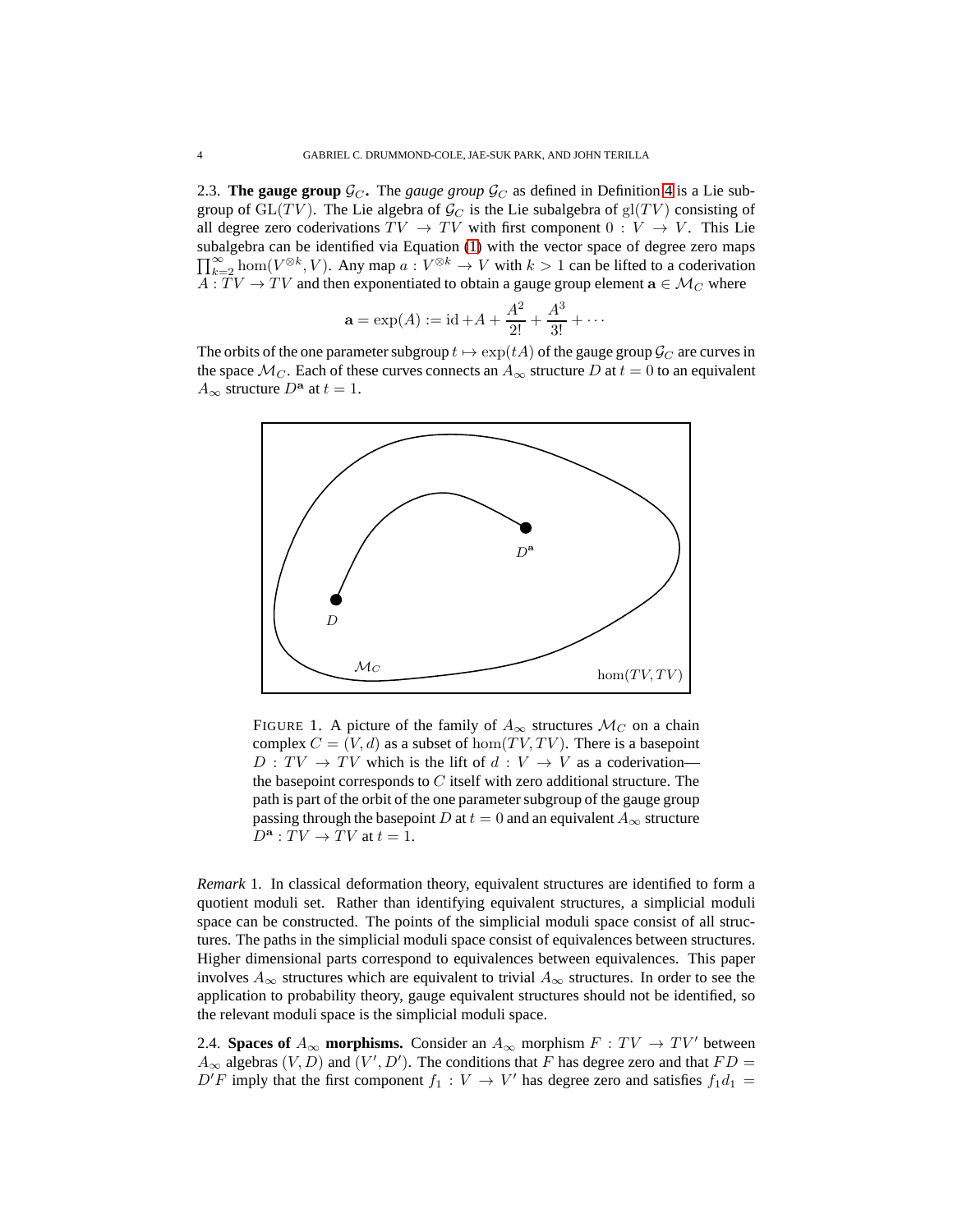2.3. **The gauge group $\mathcal{G}_C$.** The *gauge group* $\mathcal{G}_C$ as defined in Definition 4 is a Lie subgroup of $\mathrm{GL}(TV)$. The Lie algebra of $\mathcal{G}_C$ is the Lie subalgebra of $\mathrm{gl}(TV)$ consisting of all degree zero coderivations $TV \to TV$ with first component $0 : V \to V$. This Lie subalgebra can be identified via Equation (1) with the vector space of degree zero maps $\prod_{k=2}^{\infty} \hom(V^{\otimes k}, V)$. Any map $a : V^{\otimes k} \to V$ with $k > 1$ can be lifted to a coderivation $A : TV \to TV$ and then exponentiated to obtain a gauge group element $\mathbf{a} \in \mathcal{M}_C$ where

$$\mathbf{a} = \exp(A) := \mathrm{id} + A + \frac{A^2}{2!} + \frac{A^3}{3!} + \cdots$$

The orbits of the one parameter subgroup $t \mapsto \exp(tA)$ of the gauge group $\mathcal{G}_C$ are curves in the space $\mathcal{M}_C$. Each of these curves connects an $A_\infty$ structure $D$ at $t = 0$ to an equivalent $A_\infty$ structure $D^{\mathbf{a}}$ at $t = 1$.

FIGURE 1. A picture of the family of $A_\infty$ structures $\mathcal{M}_C$ on a chain complex $C = (V, d)$ as a subset of $\hom(TV, TV)$. There is a basepoint $D : TV \to TV$ which is the lift of $d : V \to V$ as a coderivation—the basepoint corresponds to $C$ itself with zero additional structure. The path is part of the orbit of the one parameter subgroup of the gauge group passing through the basepoint $D$ at $t = 0$ and an equivalent $A_\infty$ structure $D^{\mathbf{a}} : TV \to TV$ at $t = 1$.

*Remark* 1. In classical deformation theory, equivalent structures are identified to form a quotient moduli set. Rather than identifying equivalent structures, a simplicial moduli space can be constructed. The points of the simplicial moduli space consist of all structures. The paths in the simplicial moduli space consist of equivalences between structures. Higher dimensional parts correspond to equivalences between equivalences. This paper involves $A_\infty$ structures which are equivalent to trivial $A_\infty$ structures. In order to see the application to probability theory, gauge equivalent structures should not be identified, so the relevant moduli space is the simplicial moduli space.

2.4. **Spaces of $A_\infty$ morphisms.** Consider an $A_\infty$ morphism $F : TV \to TV'$ between $A_\infty$ algebras $(V, D)$ and $(V', D')$. The conditions that $F$ has degree zero and that $FD = D'F$ imply that the first component $f_1 : V \to V'$ has degree zero and satisfies $f_1 d_1 =$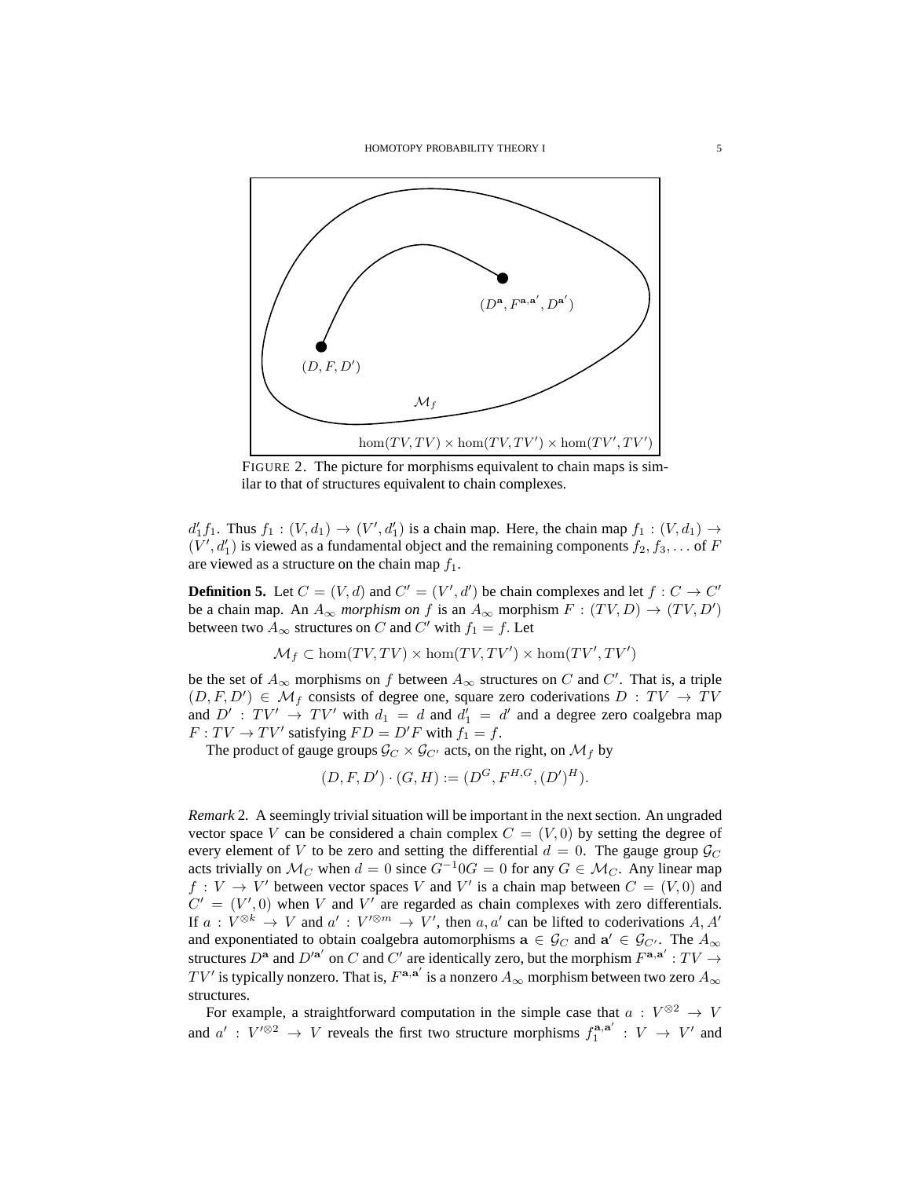FIGURE 2. The picture for morphisms equivalent to chain maps is similar to that of structures equivalent to chain complexes.

$d_1' f_1$. Thus $f_1 : (V, d_1) \to (V', d_1')$ is a chain map. Here, the chain map $f_1 : (V, d_1) \to (V', d_1')$ is viewed as a fundamental object and the remaining components $f_2, f_3, \ldots$ of $F$ are viewed as a structure on the chain map $f_1$.

**Definition 5.** Let $C = (V, d)$ and $C' = (V', d')$ be chain complexes and let $f : C \to C'$ be a chain map. An $A_\infty$ *morphism on* $f$ is an $A_\infty$ morphism $F : (TV, D) \to (TV, D')$ between two $A_\infty$ structures on $C$ and $C'$ with $f_1 = f$. Let

$$\mathcal{M}_f \subset \hom(TV, TV) \times \hom(TV, TV') \times \hom(TV', TV')$$

be the set of $A_\infty$ morphisms on $f$ between $A_\infty$ structures on $C$ and $C'$. That is, a triple $(D, F, D') \in \mathcal{M}_f$ consists of degree one, square zero coderivations $D : TV \to TV$ and $D' : TV' \to TV'$ with $d_1 = d$ and $d_1' = d'$ and a degree zero coalgebra map $F : TV \to TV'$ satisfying $FD = D'F$ with $f_1 = f$.

The product of gauge groups $\mathcal{G}_C \times \mathcal{G}_{C'}$ acts, on the right, on $\mathcal{M}_f$ by

$$(D, F, D') \cdot (G, H) := (D^G, F^{H,G}, (D')^H).$$

*Remark* 2. A seemingly trivial situation will be important in the next section. An ungraded vector space $V$ can be considered a chain complex $C = (V, 0)$ by setting the degree of every element of $V$ to be zero and setting the differential $d = 0$. The gauge group $\mathcal{G}_C$ acts trivially on $\mathcal{M}_C$ when $d = 0$ since $G^{-1} 0 G = 0$ for any $G \in \mathcal{M}_C$. Any linear map $f : V \to V'$ between vector spaces $V$ and $V'$ is a chain map between $C = (V, 0)$ and $C' = (V', 0)$ when $V$ and $V'$ are regarded as chain complexes with zero differentials. If $a : V^{\otimes k} \to V$ and $a' : V'^{\otimes m} \to V'$, then $a, a'$ can be lifted to coderivations $A, A'$ and exponentiated to obtain coalgebra automorphisms $\mathbf{a} \in \mathcal{G}_C$ and $\mathbf{a}' \in \mathcal{G}_{C'}$. The $A_\infty$ structures $D^{\mathbf{a}}$ and $D'^{\mathbf{a}'}$ on $C$ and $C'$ are identically zero, but the morphism $F^{\mathbf{a},\mathbf{a}'} : TV \to TV'$ is typically nonzero. That is, $F^{\mathbf{a},\mathbf{a}'}$ is a nonzero $A_\infty$ morphism between two zero $A_\infty$ structures.

For example, a straightforward computation in the simple case that $a : V^{\otimes 2} \to V$ and $a' : V'^{\otimes 2} \to V$ reveals the first two structure morphisms $f_1^{\mathbf{a},\mathbf{a}'} : V \to V'$ and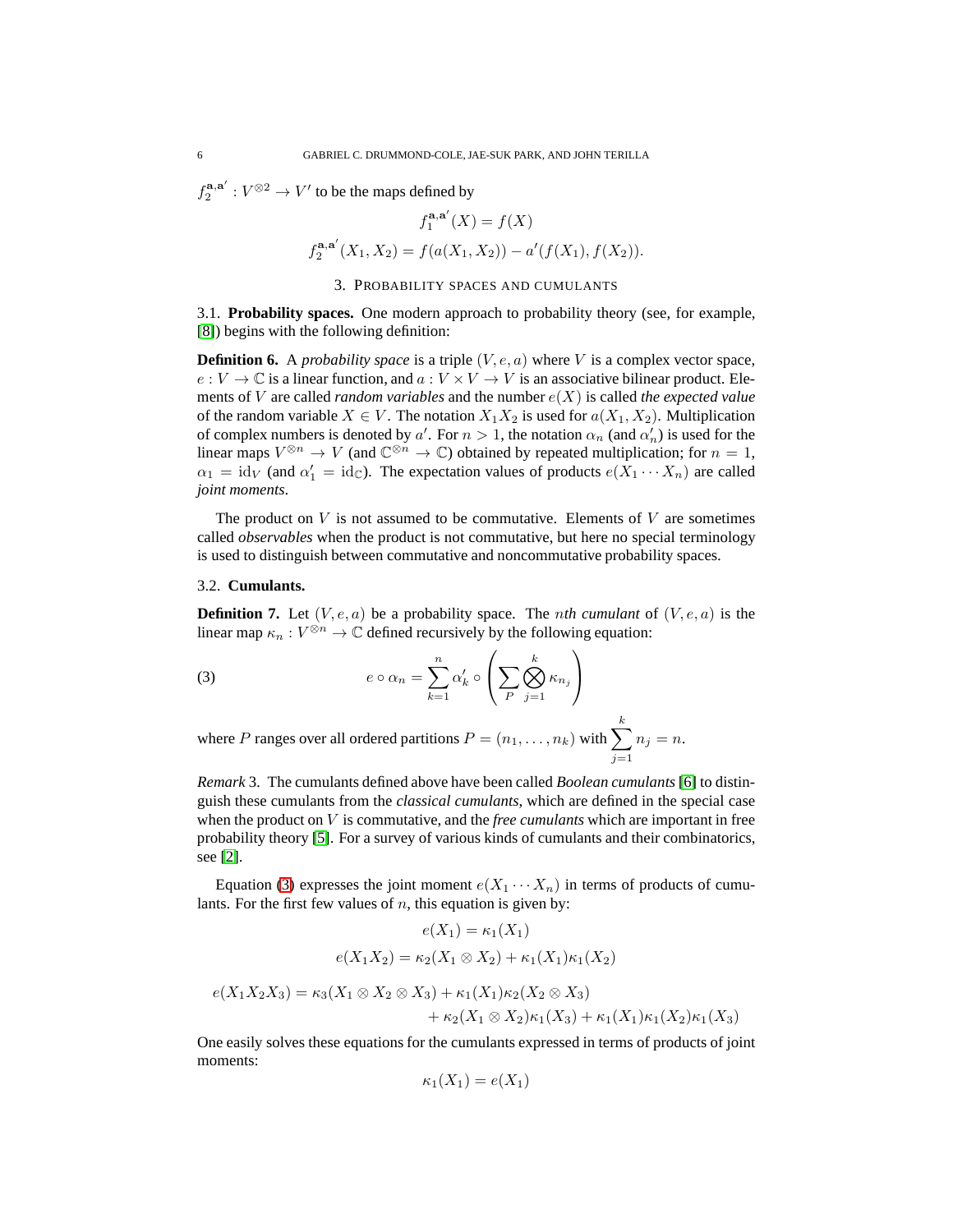$f_2^{\mathbf{a},\mathbf{a}'} : V^{\otimes 2} \to V'$ to be the maps defined by

$$f_1^{\mathbf{a},\mathbf{a}'}(X) = f(X)$$

$$f_2^{\mathbf{a},\mathbf{a}'}(X_1, X_2) = f(a(X_1, X_2)) - a'(f(X_1), f(X_2)).$$

## 3. Probability spaces and cumulants

### 3.1. Probability spaces.

One modern approach to probability theory (see, for example, [8]) begins with the following definition:

**Definition 6.** A *probability space* is a triple $(V, e, a)$ where $V$ is a complex vector space, $e : V \to \mathbb{C}$ is a linear function, and $a : V \times V \to V$ is an associative bilinear product. Elements of $V$ are called *random variables* and the number $e(X)$ is called *the expected value* of the random variable $X \in V$. The notation $X_1X_2$ is used for $a(X_1, X_2)$. Multiplication of complex numbers is denoted by $a'$. For $n > 1$, the notation $\alpha_n$ (and $\alpha'_n$) is used for the linear maps $V^{\otimes n} \to V$ (and $\mathbb{C}^{\otimes n} \to \mathbb{C}$) obtained by repeated multiplication; for $n = 1$, $\alpha_1 = \mathrm{id}_V$ (and $\alpha'_1 = \mathrm{id}_{\mathbb{C}}$). The expectation values of products $e(X_1 \cdots X_n)$ are called *joint moments*.

The product on $V$ is not assumed to be commutative. Elements of $V$ are sometimes called *observables* when the product is not commutative, but here no special terminology is used to distinguish between commutative and noncommutative probability spaces.

### 3.2. Cumulants.

**Definition 7.** Let $(V, e, a)$ be a probability space. The *nth cumulant* of $(V, e, a)$ is the linear map $\kappa_n : V^{\otimes n} \to \mathbb{C}$ defined recursively by the following equation:

$$e \circ \alpha_n = \sum_{k=1}^{n} \alpha'_k \circ \left( \sum_P \bigotimes_{j=1}^{k} \kappa_{n_j} \right) \tag{3}$$

where $P$ ranges over all ordered partitions $P = (n_1, \ldots, n_k)$ with $\sum_{j=1}^{k} n_j = n$.

*Remark* 3. The cumulants defined above have been called *Boolean cumulants* [6] to distinguish these cumulants from the *classical cumulants*, which are defined in the special case when the product on $V$ is commutative, and the *free cumulants* which are important in free probability theory [5]. For a survey of various kinds of cumulants and their combinatorics, see [2].

Equation (3) expresses the joint moment $e(X_1 \cdots X_n)$ in terms of products of cumulants. For the first few values of $n$, this equation is given by:

$$e(X_1) = \kappa_1(X_1)$$

$$e(X_1X_2) = \kappa_2(X_1 \otimes X_2) + \kappa_1(X_1)\kappa_1(X_2)$$

$$e(X_1X_2X_3) = \kappa_3(X_1 \otimes X_2 \otimes X_3) + \kappa_1(X_1)\kappa_2(X_2 \otimes X_3) + \kappa_2(X_1 \otimes X_2)\kappa_1(X_3) + \kappa_1(X_1)\kappa_1(X_2)\kappa_1(X_3)$$

One easily solves these equations for the cumulants expressed in terms of products of joint moments:

$$\kappa_1(X_1) = e(X_1)$$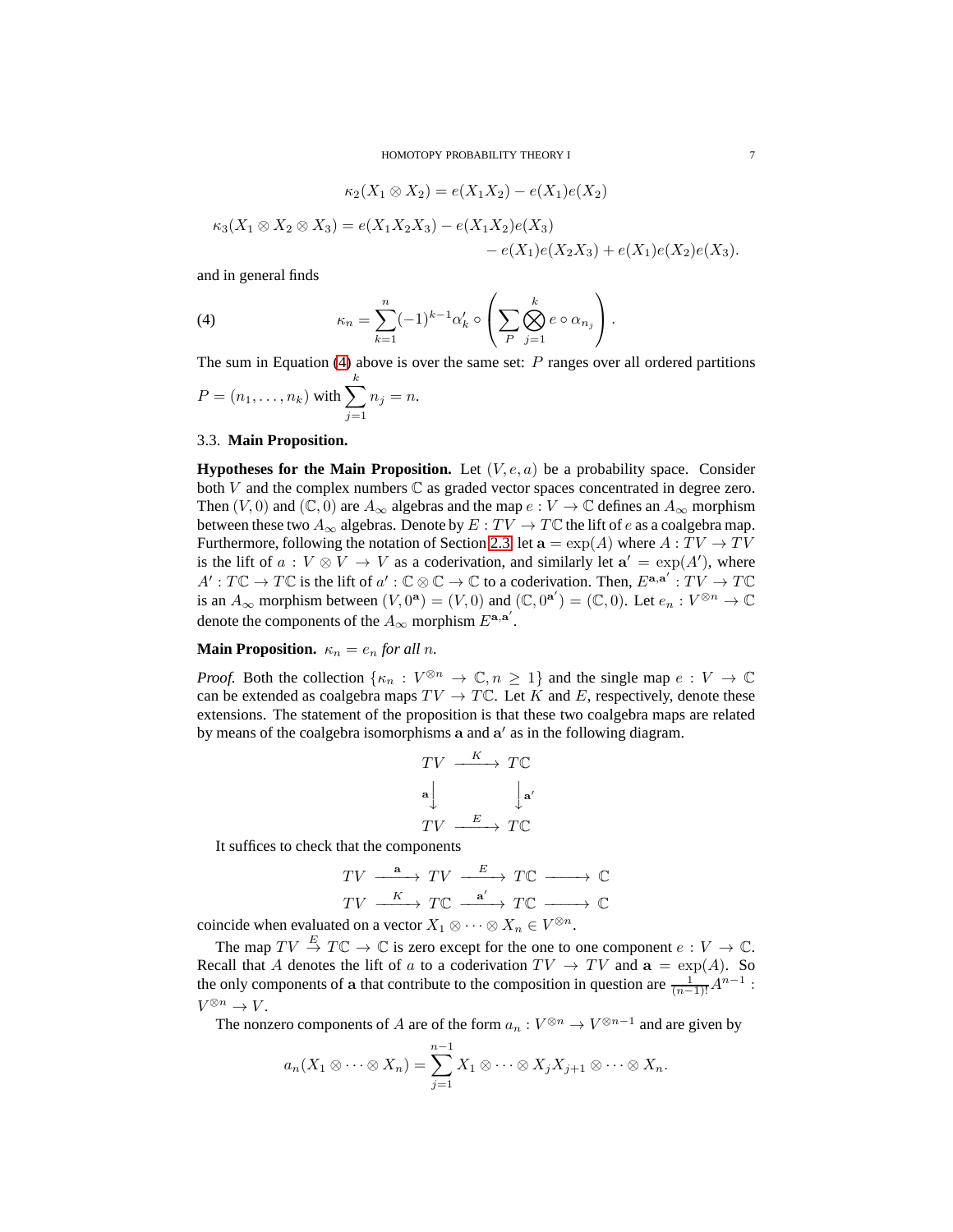$$\kappa_2(X_1 \otimes X_2) = e(X_1X_2) - e(X_1)e(X_2)$$

$$\kappa_3(X_1 \otimes X_2 \otimes X_3) = e(X_1X_2X_3) - e(X_1X_2)e(X_3) \\ - e(X_1)e(X_2X_3) + e(X_1)e(X_2)e(X_3).$$

and in general finds

$$\kappa_n = \sum_{k=1}^{n} (-1)^{k-1} \alpha'_k \circ \left( \sum_P \bigotimes_{j=1}^{k} e \circ \alpha_{n_j} \right). \tag{4}$$

The sum in Equation (4) above is over the same set: $P$ ranges over all ordered partitions $P = (n_1, \ldots, n_k)$ with $\sum_{j=1}^{k} n_j = n$.

### 3.3. Main Proposition.

**Hypotheses for the Main Proposition.** Let $(V, e, a)$ be a probability space. Consider both $V$ and the complex numbers $\mathbb{C}$ as graded vector spaces concentrated in degree zero. Then $(V, 0)$ and $(\mathbb{C}, 0)$ are $A_\infty$ algebras and the map $e : V \to \mathbb{C}$ defines an $A_\infty$ morphism between these two $A_\infty$ algebras. Denote by $E : TV \to T\mathbb{C}$ the lift of $e$ as a coalgebra map. Furthermore, following the notation of Section 2.3, let $\mathbf{a} = \exp(A)$ where $A : TV \to TV$ is the lift of $a : V \otimes V \to V$ as a coderivation, and similarly let $\mathbf{a}' = \exp(A')$, where $A' : T\mathbb{C} \to T\mathbb{C}$ is the lift of $a' : \mathbb{C} \otimes \mathbb{C} \to \mathbb{C}$ to a coderivation. Then, $E^{\mathbf{a},\mathbf{a}'} : TV \to T\mathbb{C}$ is an $A_\infty$ morphism between $(V, 0^{\mathbf{a}}) = (V, 0)$ and $(\mathbb{C}, 0^{\mathbf{a}'}) = (\mathbb{C}, 0)$. Let $e_n : V^{\otimes n} \to \mathbb{C}$ denote the components of the $A_\infty$ morphism $E^{\mathbf{a},\mathbf{a}'}$.

**Main Proposition.** *$\kappa_n = e_n$ for all $n$.*

*Proof.* Both the collection $\{\kappa_n : V^{\otimes n} \to \mathbb{C}, n \geq 1\}$ and the single map $e : V \to \mathbb{C}$ can be extended as coalgebra maps $TV \to T\mathbb{C}$. Let $K$ and $E$, respectively, denote these extensions. The statement of the proposition is that these two coalgebra maps are related by means of the coalgebra isomorphisms $\mathbf{a}$ and $\mathbf{a}'$ as in the following diagram.

$$\begin{array}{ccc} TV & \xrightarrow{K} & T\mathbb{C} \\ {\scriptstyle \mathbf{a}}\downarrow & & \downarrow{\scriptstyle \mathbf{a}'} \\ TV & \xrightarrow{E} & T\mathbb{C} \end{array}$$

It suffices to check that the components

$$TV \xrightarrow{\mathbf{a}} TV \xrightarrow{E} T\mathbb{C} \longrightarrow \mathbb{C}$$
$$TV \xrightarrow{K} T\mathbb{C} \xrightarrow{\mathbf{a}'} T\mathbb{C} \longrightarrow \mathbb{C}$$

coincide when evaluated on a vector $X_1 \otimes \cdots \otimes X_n \in V^{\otimes n}$.

The map $TV \xrightarrow{E} T\mathbb{C} \to \mathbb{C}$ is zero except for the one to one component $e : V \to \mathbb{C}$. Recall that $A$ denotes the lift of $a$ to a coderivation $TV \to TV$ and $\mathbf{a} = \exp(A)$. So the only components of $\mathbf{a}$ that contribute to the composition in question are $\frac{1}{(n-1)!}A^{n-1} : V^{\otimes n} \to V$.

The nonzero components of $A$ are of the form $a_n : V^{\otimes n} \to V^{\otimes n-1}$ and are given by

$$a_n(X_1 \otimes \cdots \otimes X_n) = \sum_{j=1}^{n-1} X_1 \otimes \cdots \otimes X_j X_{j+1} \otimes \cdots \otimes X_n.$$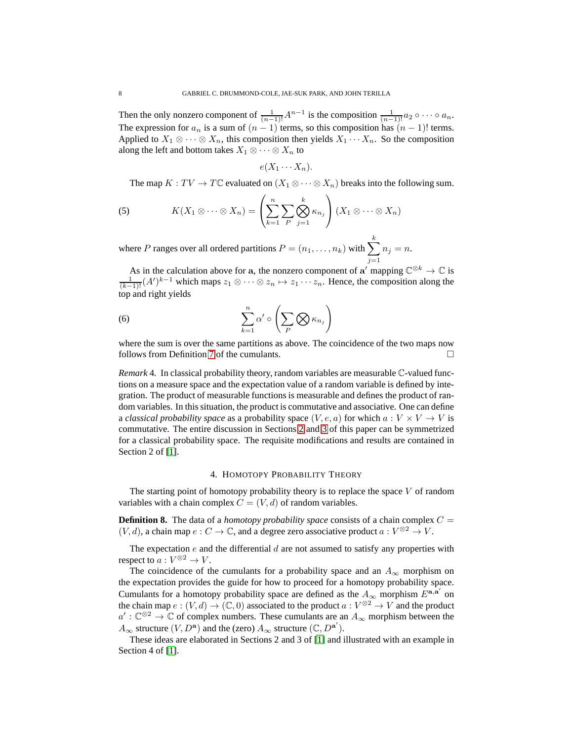Then the only nonzero component of $\frac{1}{(n-1)!}A^{n-1}$ is the composition $\frac{1}{(n-1)!}a_2 \circ \cdots \circ a_n$. The expression for $a_n$ is a sum of $(n-1)$ terms, so this composition has $(n-1)!$ terms. Applied to $X_1 \otimes \cdots \otimes X_n$, this composition then yields $X_1 \cdots X_n$. So the composition along the left and bottom takes $X_1 \otimes \cdots \otimes X_n$ to

$$e(X_1 \cdots X_n).$$

The map $K : TV \to T\mathbb{C}$ evaluated on $(X_1 \otimes \cdots \otimes X_n)$ breaks into the following sum.

$$K(X_1 \otimes \cdots \otimes X_n) = \left( \sum_{k=1}^{n} \sum_{P} \bigotimes_{j=1}^{k} \kappa_{n_j} \right) (X_1 \otimes \cdots \otimes X_n) \tag{5}$$

where $P$ ranges over all ordered partitions $P = (n_1, \ldots, n_k)$ with $\sum_{j=1}^{k} n_j = n$.

As in the calculation above for $\mathbf{a}$, the nonzero component of $\mathbf{a}'$ mapping $\mathbb{C}^{\otimes k} \to \mathbb{C}$ is $\frac{1}{(k-1)!}(A')^{k-1}$ which maps $z_1 \otimes \cdots \otimes z_n \mapsto z_1 \cdots z_n$. Hence, the composition along the top and right yields

$$\sum_{k=1}^{n} \alpha' \circ \left( \sum_{P} \bigotimes \kappa_{n_j} \right) \tag{6}$$

where the sum is over the same partitions as above. The coincidence of the two maps now follows from Definition 7 of the cumulants. $\square$

*Remark* 4. In classical probability theory, random variables are measurable $\mathbb{C}$-valued functions on a measure space and the expectation value of a random variable is defined by integration. The product of measurable functions is measurable and defines the product of random variables. In this situation, the product is commutative and associative. One can define a *classical probability space* as a probability space $(V, e, a)$ for which $a : V \times V \to V$ is commutative. The entire discussion in Sections 2 and 3 of this paper can be symmetrized for a classical probability space. The requisite modifications and results are contained in Section 2 of [1].

## 4. Homotopy Probability Theory

The starting point of homotopy probability theory is to replace the space $V$ of random variables with a chain complex $C = (V, d)$ of random variables.

**Definition 8.** The data of a *homotopy probability space* consists of a chain complex $C = (V, d)$, a chain map $e : C \to \mathbb{C}$, and a degree zero associative product $a : V^{\otimes 2} \to V$.

The expectation $e$ and the differential $d$ are not assumed to satisfy any properties with respect to $a : V^{\otimes 2} \to V$.

The coincidence of the cumulants for a probability space and an $A_\infty$ morphism on the expectation provides the guide for how to proceed for a homotopy probability space. Cumulants for a homotopy probability space are defined as the $A_\infty$ morphism $E^{\mathbf{a},\mathbf{a}'}$ on the chain map $e : (V, d) \to (\mathbb{C}, 0)$ associated to the product $a : V^{\otimes 2} \to V$ and the product $a' : \mathbb{C}^{\otimes 2} \to \mathbb{C}$ of complex numbers. These cumulants are an $A_\infty$ morphism between the $A_\infty$ structure $(V, D^{\mathbf{a}})$ and the (zero) $A_\infty$ structure $(\mathbb{C}, D^{\mathbf{a}'})$.

These ideas are elaborated in Sections 2 and 3 of [1] and illustrated with an example in Section 4 of [1].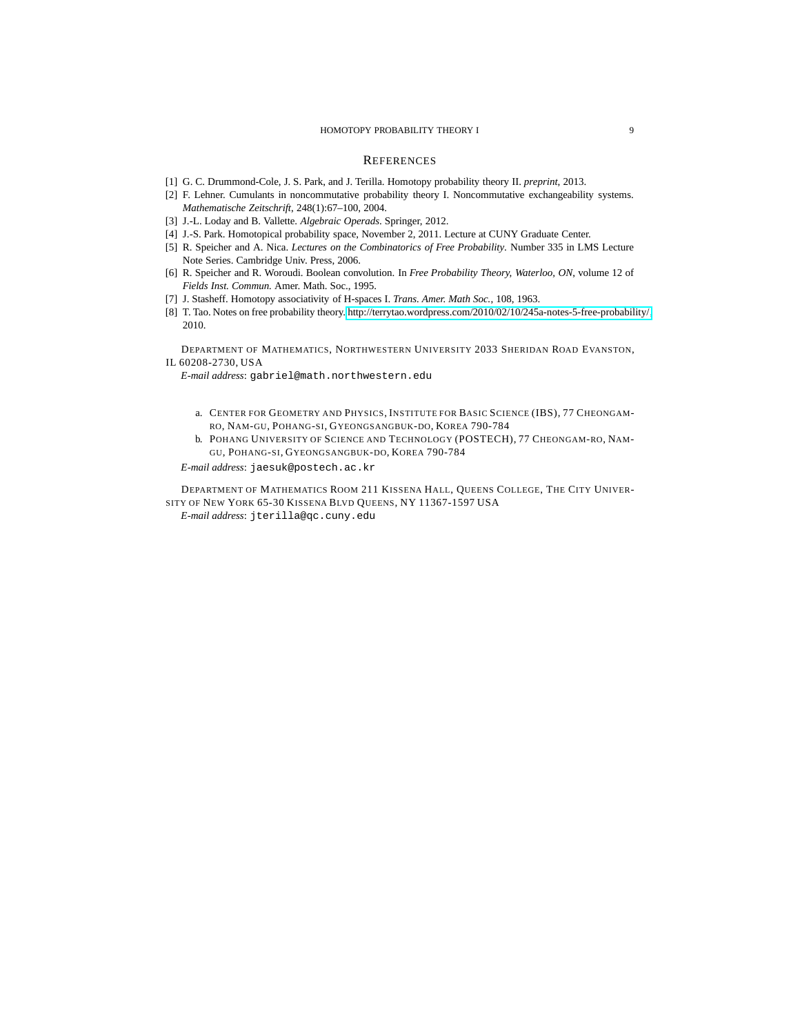## References

[1] G. C. Drummond-Cole, J. S. Park, and J. Terilla. Homotopy probability theory II. *preprint*, 2013.

[2] F. Lehner. Cumulants in noncommutative probability theory I. Noncommutative exchangeability systems. *Mathematische Zeitschrift*, 248(1):67–100, 2004.

[3] J.-L. Loday and B. Vallette. *Algebraic Operads*. Springer, 2012.

[4] J.-S. Park. Homotopical probability space, November 2, 2011. Lecture at CUNY Graduate Center.

[5] R. Speicher and A. Nica. *Lectures on the Combinatorics of Free Probability*. Number 335 in LMS Lecture Note Series. Cambridge Univ. Press, 2006.

[6] R. Speicher and R. Woroudi. Boolean convolution. In *Free Probability Theory, Waterloo, ON*, volume 12 of *Fields Inst. Commun.* Amer. Math. Soc., 1995.

[7] J. Stasheff. Homotopy associativity of H-spaces I. *Trans. Amer. Math Soc.*, 108, 1963.

[8] T. Tao. Notes on free probability theory. http://terrytao.wordpress.com/2010/02/10/245a-notes-5-free-probability/, 2010.

Department of Mathematics, Northwestern University 2033 Sheridan Road Evanston, IL 60208-2730, USA

*E-mail address*: gabriel@math.northwestern.edu

a. Center for Geometry and Physics, Institute for Basic Science (IBS), 77 Cheongam-ro, Nam-gu, Pohang-si, Gyeongsangbuk-do, Korea 790-784

b. Pohang University of Science and Technology (POSTECH), 77 Cheongam-ro, Nam-gu, Pohang-si, Gyeongsangbuk-do, Korea 790-784

*E-mail address*: jaesuk@postech.ac.kr

Department of Mathematics Room 211 Kissena Hall, Queens College, The City University of New York 65-30 Kissena Blvd Queens, NY 11367-1597 USA

*E-mail address*: jterilla@qc.cuny.edu